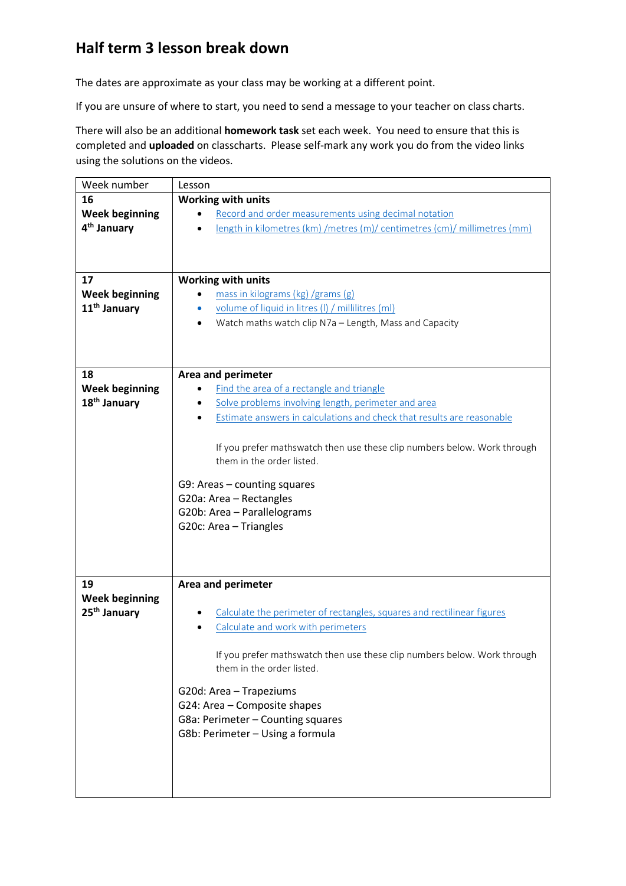# Half term 3 lesson break down

The dates are approximate as your class may be working at a different point.

If you are unsure of where to start, you need to send a message to your teacher on class charts.

There will also be an additional **homework task** set each week. You need to ensure that this is completed and **uploaded** on classcharts. Please self-mark any work you do from the video links using the solutions on the videos.

| Week number | Lesson |
|---|---|
| **16**<br>**Week beginning 4th January** | **Working with units**<br>• Record and order measurements using decimal notation<br>• length in kilometres (km) /metres (m)/ centimetres (cm)/ millimetres (mm) |
| **17**<br>**Week beginning 11th January** | **Working with units**<br>• mass in kilograms (kg) /grams (g)<br>• volume of liquid in litres (l) / millilitres (ml)<br>• Watch maths watch clip N7a – Length, Mass and Capacity |
| **18**<br>**Week beginning 18th January** | **Area and perimeter**<br>• Find the area of a rectangle and triangle<br>• Solve problems involving length, perimeter and area<br>• Estimate answers in calculations and check that results are reasonable<br><br>If you prefer mathswatch then use these clip numbers below. Work through them in the order listed.<br><br>G9: Areas – counting squares<br>G20a: Area – Rectangles<br>G20b: Area – Parallelograms<br>G20c: Area – Triangles |
| **19**<br>**Week beginning 25th January** | **Area and perimeter**<br>• Calculate the perimeter of rectangles, squares and rectilinear figures<br>• Calculate and work with perimeters<br><br>If you prefer mathswatch then use these clip numbers below. Work through them in the order listed.<br><br>G20d: Area – Trapeziums<br>G24: Area – Composite shapes<br>G8a: Perimeter – Counting squares<br>G8b: Perimeter – Using a formula |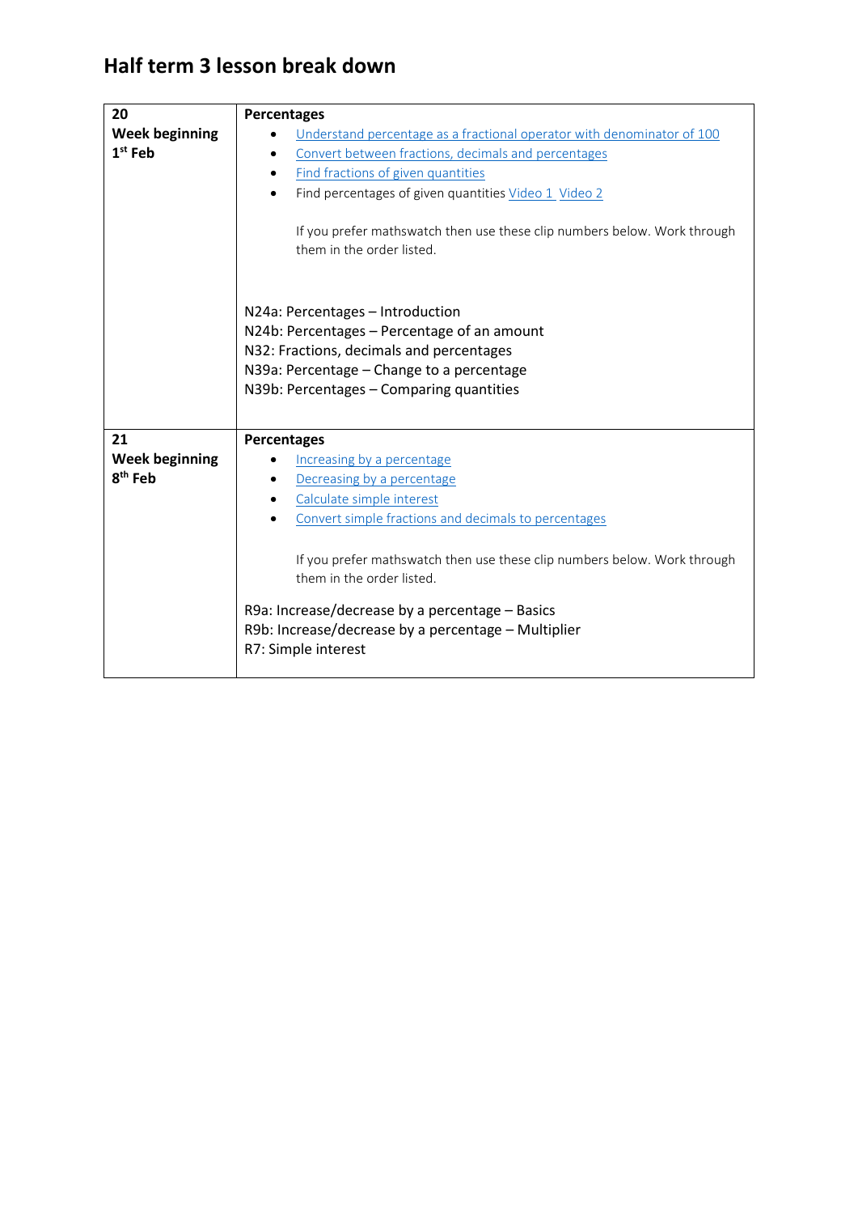# Half term 3 lesson break down

| | |
|---|---|
| **20**<br>**Week beginning**<br>**1st Feb** | **Percentages**<br>• Understand percentage as a fractional operator with denominator of 100<br>• Convert between fractions, decimals and percentages<br>• Find fractions of given quantities<br>• Find percentages of given quantities Video 1 Video 2<br><br>If you prefer mathswatch then use these clip numbers below. Work through them in the order listed.<br><br>N24a: Percentages – Introduction<br>N24b: Percentages – Percentage of an amount<br>N32: Fractions, decimals and percentages<br>N39a: Percentage – Change to a percentage<br>N39b: Percentages – Comparing quantities |
| **21**<br>**Week beginning**<br>**8th Feb** | **Percentages**<br>• Increasing by a percentage<br>• Decreasing by a percentage<br>• Calculate simple interest<br>• Convert simple fractions and decimals to percentages<br><br>If you prefer mathswatch then use these clip numbers below. Work through them in the order listed.<br><br>R9a: Increase/decrease by a percentage – Basics<br>R9b: Increase/decrease by a percentage – Multiplier<br>R7: Simple interest |